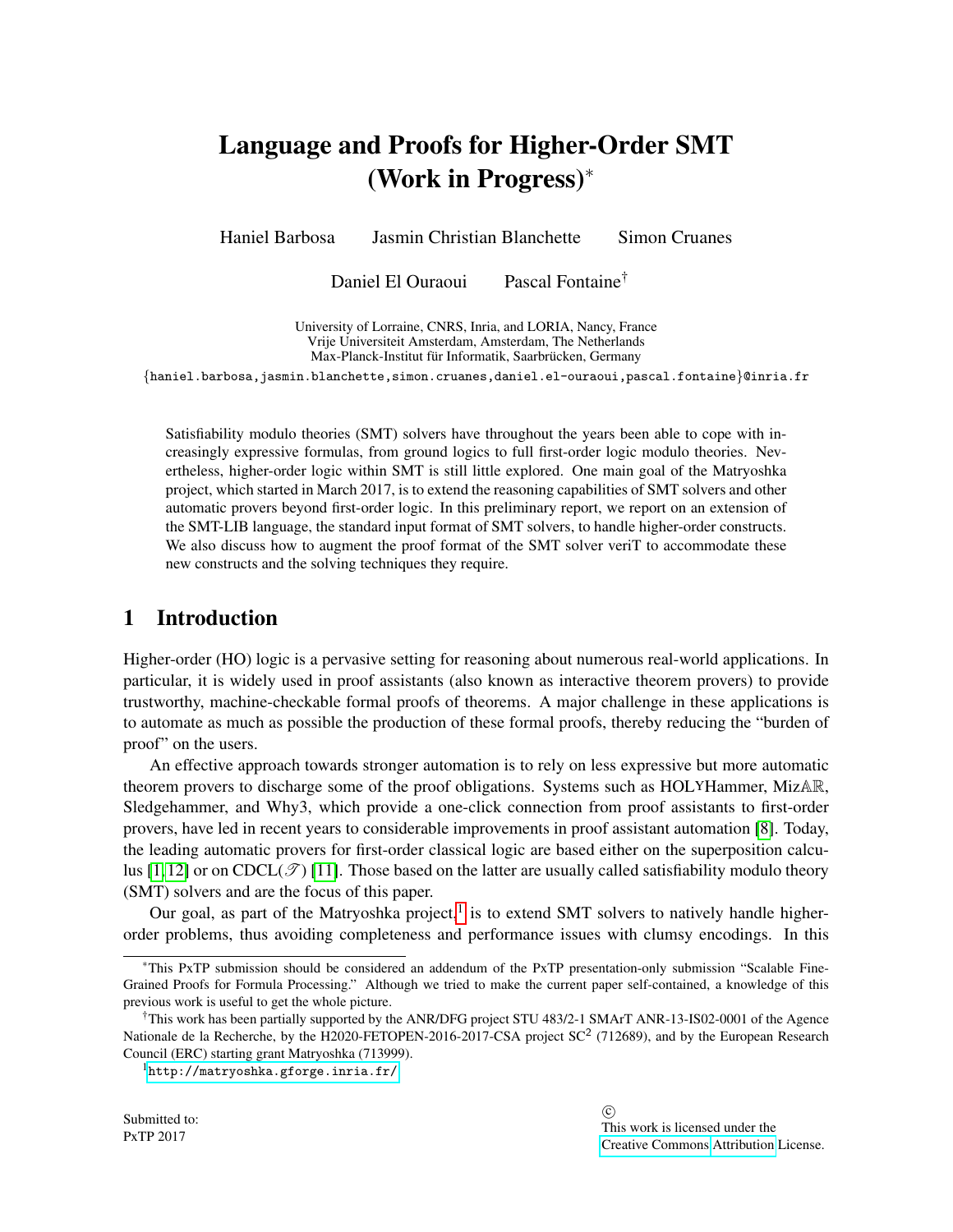# Language and Proofs for Higher-Order SMT (Work in Progress)*

Haniel Barbosa    Jasmin Christian Blanchette    Simon Cruanes

Daniel El Ouraoui    Pascal Fontaine†

University of Lorraine, CNRS, Inria, and LORIA, Nancy, France
Vrije Universiteit Amsterdam, Amsterdam, The Netherlands
Max-Planck-Institut für Informatik, Saarbrücken, Germany

{haniel.barbosa,jasmin.blanchette,simon.cruanes,daniel.el-ouraoui,pascal.fontaine}@inria.fr

Satisfiability modulo theories (SMT) solvers have throughout the years been able to cope with increasingly expressive formulas, from ground logics to full first-order logic modulo theories. Nevertheless, higher-order logic within SMT is still little explored. One main goal of the Matryoshka project, which started in March 2017, is to extend the reasoning capabilities of SMT solvers and other automatic provers beyond first-order logic. In this preliminary report, we report on an extension of the SMT-LIB language, the standard input format of SMT solvers, to handle higher-order constructs. We also discuss how to augment the proof format of the SMT solver veriT to accommodate these new constructs and the solving techniques they require.

## 1 Introduction

Higher-order (HO) logic is a pervasive setting for reasoning about numerous real-world applications. In particular, it is widely used in proof assistants (also known as interactive theorem provers) to provide trustworthy, machine-checkable formal proofs of theorems. A major challenge in these applications is to automate as much as possible the production of these formal proofs, thereby reducing the "burden of proof" on the users.

An effective approach towards stronger automation is to rely on less expressive but more automatic theorem provers to discharge some of the proof obligations. Systems such as HOLYHammer, Miz$\mathbb{AR}$, Sledgehammer, and Why3, which provide a one-click connection from proof assistants to first-order provers, have led in recent years to considerable improvements in proof assistant automation [8]. Today, the leading automatic provers for first-order classical logic are based either on the superposition calculus [1, 12] or on CDCL($\mathscr{T}$) [11]. Those based on the latter are usually called satisfiability modulo theory (SMT) solvers and are the focus of this paper.

Our goal, as part of the Matryoshka project,[1] is to extend SMT solvers to natively handle higher-order problems, thus avoiding completeness and performance issues with clumsy encodings. In this

---

*This PxTP submission should be considered an addendum of the PxTP presentation-only submission "Scalable Fine-Grained Proofs for Formula Processing." Although we tried to make the current paper self-contained, a knowledge of this previous work is useful to get the whole picture.

†This work has been partially supported by the ANR/DFG project STU 483/2-1 SMArT ANR-13-IS02-0001 of the Agence Nationale de la Recherche, by the H2020-FETOPEN-2016-2017-CSA project SC$^2$ (712689), and by the European Research Council (ERC) starting grant Matryoshka (713999).

[1] http://matryoshka.gforge.inria.fr/

Submitted to:
PxTP 2017

© This work is licensed under the Creative Commons Attribution License.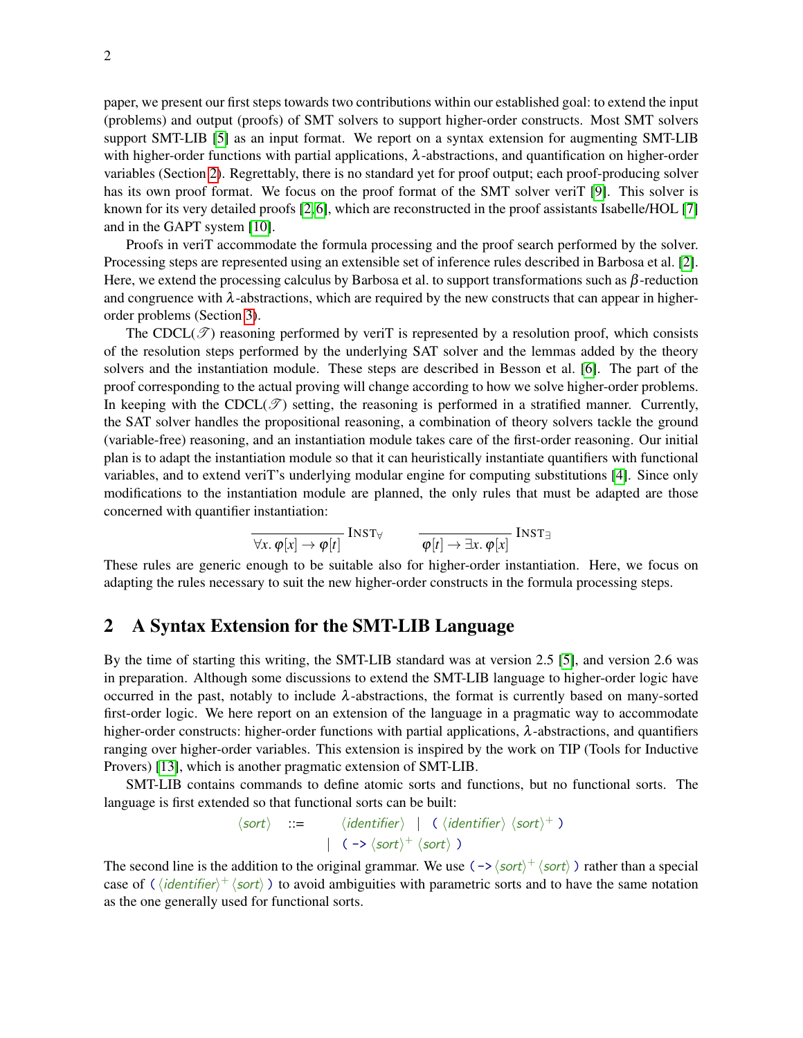paper, we present our first steps towards two contributions within our established goal: to extend the input (problems) and output (proofs) of SMT solvers to support higher-order constructs. Most SMT solvers support SMT-LIB [5] as an input format. We report on a syntax extension for augmenting SMT-LIB with higher-order functions with partial applications, $\lambda$-abstractions, and quantification on higher-order variables (Section 2). Regrettably, there is no standard yet for proof output; each proof-producing solver has its own proof format. We focus on the proof format of the SMT solver veriT [9]. This solver is known for its very detailed proofs [2, 6], which are reconstructed in the proof assistants Isabelle/HOL [7] and in the GAPT system [10].

Proofs in veriT accommodate the formula processing and the proof search performed by the solver. Processing steps are represented using an extensible set of inference rules described in Barbosa et al. [2]. Here, we extend the processing calculus by Barbosa et al. to support transformations such as $\beta$-reduction and congruence with $\lambda$-abstractions, which are required by the new constructs that can appear in higher-order problems (Section 3).

The CDCL($\mathscr{T}$) reasoning performed by veriT is represented by a resolution proof, which consists of the resolution steps performed by the underlying SAT solver and the lemmas added by the theory solvers and the instantiation module. These steps are described in Besson et al. [6]. The part of the proof corresponding to the actual proving will change according to how we solve higher-order problems. In keeping with the CDCL($\mathscr{T}$) setting, the reasoning is performed in a stratified manner. Currently, the SAT solver handles the propositional reasoning, a combination of theory solvers tackle the ground (variable-free) reasoning, and an instantiation module takes care of the first-order reasoning. Our initial plan is to adapt the instantiation module so that it can heuristically instantiate quantifiers with functional variables, and to extend veriT's underlying modular engine for computing substitutions [4]. Since only modifications to the instantiation module are planned, the only rules that must be adapted are those concerned with quantifier instantiation:

$$\frac{}{\forall x.\, \varphi[x] \rightarrow \varphi[t]}\ \textsc{Inst}_\forall \qquad \frac{}{\varphi[t] \rightarrow \exists x.\, \varphi[x]}\ \textsc{Inst}_\exists$$

These rules are generic enough to be suitable also for higher-order instantiation. Here, we focus on adapting the rules necessary to suit the new higher-order constructs in the formula processing steps.

## 2 A Syntax Extension for the SMT-LIB Language

By the time of starting this writing, the SMT-LIB standard was at version 2.5 [5], and version 2.6 was in preparation. Although some discussions to extend the SMT-LIB language to higher-order logic have occurred in the past, notably to include $\lambda$-abstractions, the format is currently based on many-sorted first-order logic. We here report on an extension of the language in a pragmatic way to accommodate higher-order constructs: higher-order functions with partial applications, $\lambda$-abstractions, and quantifiers ranging over higher-order variables. This extension is inspired by the work on TIP (Tools for Inductive Provers) [13], which is another pragmatic extension of SMT-LIB.

SMT-LIB contains commands to define atomic sorts and functions, but no functional sorts. The language is first extended so that functional sorts can be built:

$$\begin{array}{lcl} \langle sort \rangle & ::= & \langle identifier \rangle \ \mid \ \texttt{(}\ \langle identifier \rangle\ \langle sort \rangle^{+}\ \texttt{)} \\ & \mid & \texttt{(}\ \texttt{->}\ \langle sort \rangle^{+}\ \langle sort \rangle\ \texttt{)} \end{array}$$

The second line is the addition to the original grammar. We use ( -> $\langle sort \rangle^{+}$ $\langle sort \rangle$ ) rather than a special case of ( $\langle identifier \rangle^{+}$ $\langle sort \rangle$ ) to avoid ambiguities with parametric sorts and to have the same notation as the one generally used for functional sorts.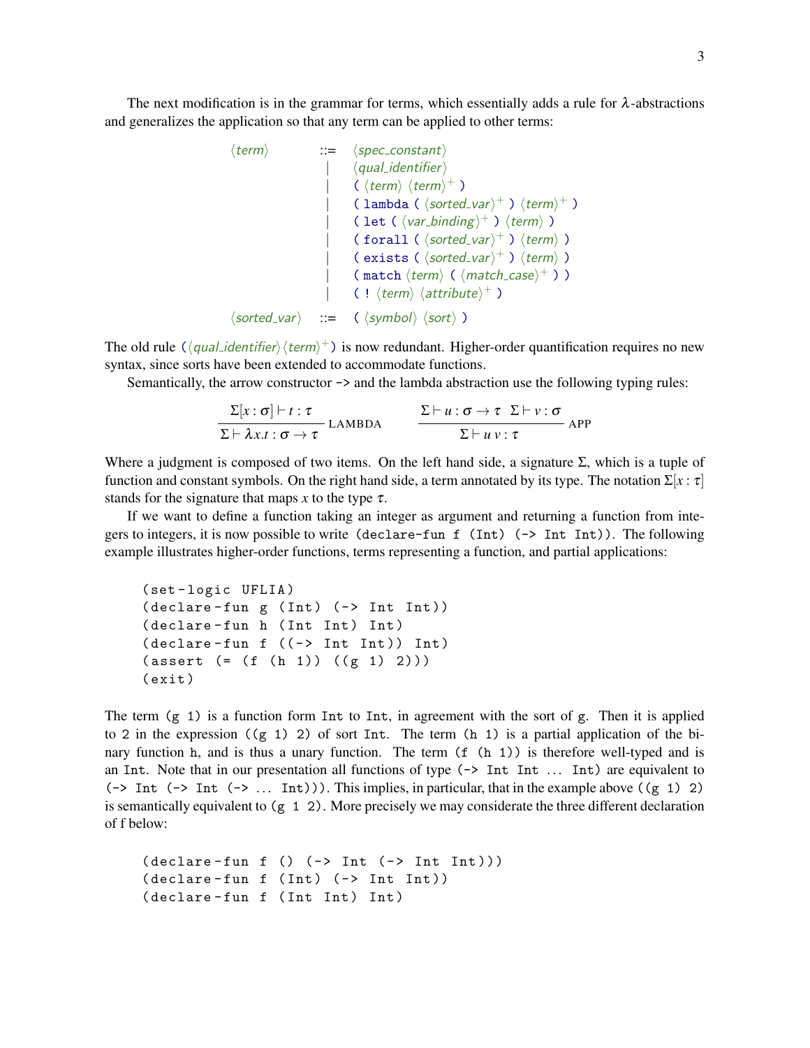The next modification is in the grammar for terms, which essentially adds a rule for $\lambda$-abstractions and generalizes the application so that any term can be applied to other terms:

```
⟨term⟩        ::= ⟨spec_constant⟩
                | ⟨qual_identifier⟩
                | ( ⟨term⟩ ⟨term⟩+ )
                | ( lambda ( ⟨sorted_var⟩+ ) ⟨term⟩+ )
                | ( let ( ⟨var_binding⟩+ ) ⟨term⟩ )
                | ( forall ( ⟨sorted_var⟩+ ) ⟨term⟩ )
                | ( exists ( ⟨sorted_var⟩+ ) ⟨term⟩ )
                | ( match ⟨term⟩ ( ⟨match_case⟩+ ) )
                | ( ! ⟨term⟩ ⟨attribute⟩+ )
⟨sorted_var⟩  ::= ( ⟨symbol⟩ ⟨sort⟩ )
```

The old rule (⟨*qual_identifier*⟩⟨*term*⟩+) is now redundant. Higher-order quantification requires no new syntax, since sorts have been extended to accommodate functions.

Semantically, the arrow constructor `->` and the lambda abstraction use the following typing rules:

$$\frac{\Sigma[x:\sigma] \vdash t : \tau}{\Sigma \vdash \lambda x.t : \sigma \to \tau}\ \text{LAMBDA} \qquad \frac{\Sigma \vdash u : \sigma \to \tau \quad \Sigma \vdash v : \sigma}{\Sigma \vdash u\, v : \tau}\ \text{APP}$$

Where a judgment is composed of two items. On the left hand side, a signature $\Sigma$, which is a tuple of function and constant symbols. On the right hand side, a term annotated by its type. The notation $\Sigma[x : \tau]$ stands for the signature that maps $x$ to the type $\tau$.

If we want to define a function taking an integer as argument and returning a function from integers to integers, it is now possible to write `(declare-fun f (Int) (-> Int Int))`. The following example illustrates higher-order functions, terms representing a function, and partial applications:

```
(set-logic UFLIA)
(declare-fun g (Int) (-> Int Int))
(declare-fun h (Int Int) Int)
(declare-fun f ((-> Int Int)) Int)
(assert (= (f (h 1)) ((g 1) 2)))
(exit)
```

The term `(g 1)` is a function form `Int` to `Int`, in agreement with the sort of `g`. Then it is applied to `2` in the expression `((g 1) 2)` of sort `Int`. The term `(h 1)` is a partial application of the binary function `h`, and is thus a unary function. The term `(f (h 1))` is therefore well-typed and is an `Int`. Note that in our presentation all functions of type `(-> Int Int ... Int)` are equivalent to `(-> Int (-> Int (-> ... Int)))`. This implies, in particular, that in the example above `((g 1) 2)` is semantically equivalent to `(g 1 2)`. More precisely we may considerate the three different declaration of f below:

```
(declare-fun f () (-> Int (-> Int Int)))
(declare-fun f (Int) (-> Int Int))
(declare-fun f (Int Int) Int)
```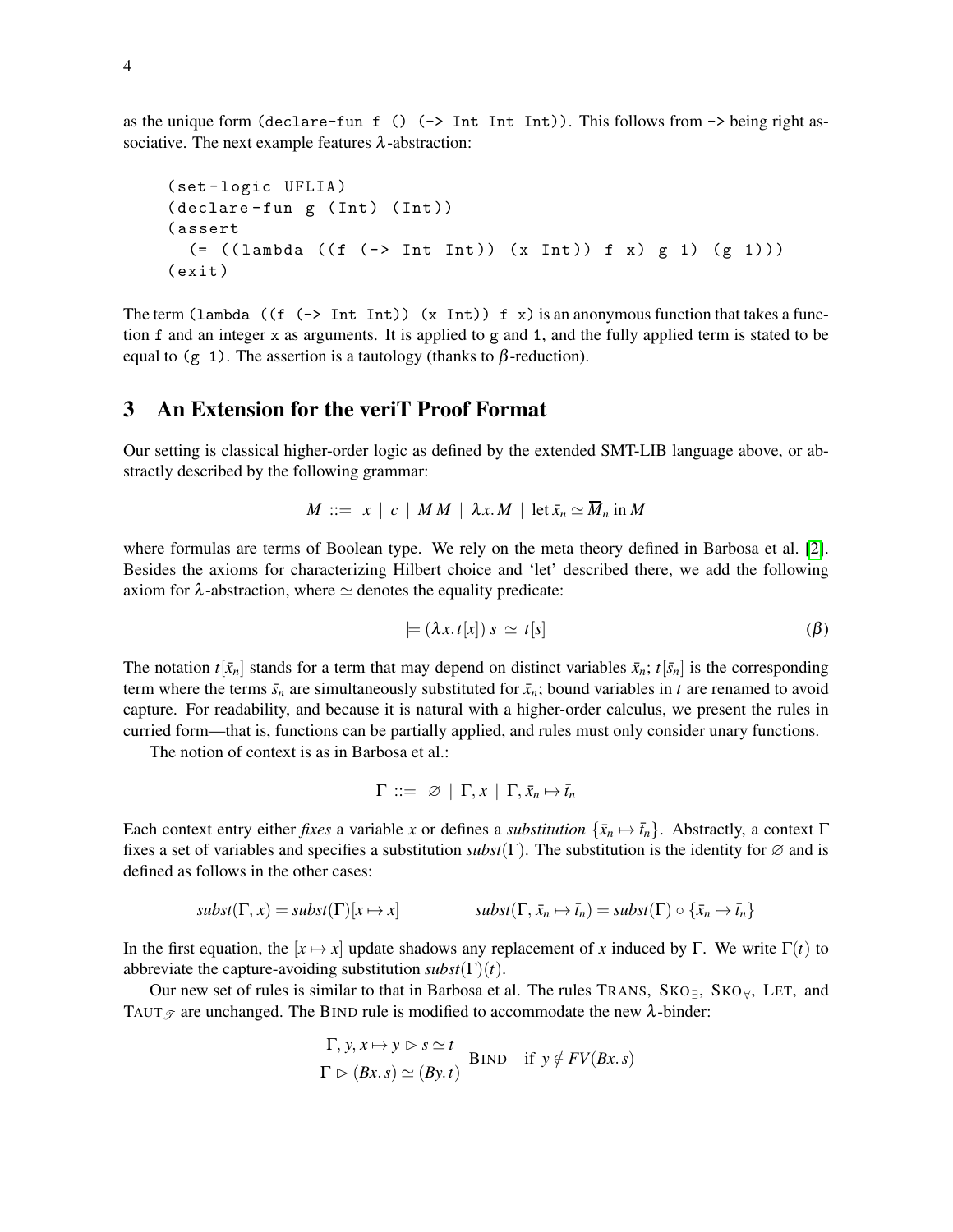as the unique form `(declare-fun f () (-> Int Int Int))`. This follows from `->` being right associative. The next example features $\lambda$-abstraction:

```
(set-logic UFLIA)
(declare-fun g (Int) (Int))
(assert
  (= ((lambda ((f (-> Int Int)) (x Int)) f x) g 1) (g 1)))
(exit)
```

The term `(lambda ((f (-> Int Int)) (x Int)) f x)` is an anonymous function that takes a function `f` and an integer `x` as arguments. It is applied to `g` and `1`, and the fully applied term is stated to be equal to `(g 1)`. The assertion is a tautology (thanks to $\beta$-reduction).

## 3 An Extension for the veriT Proof Format

Our setting is classical higher-order logic as defined by the extended SMT-LIB language above, or abstractly described by the following grammar:

$$M ::= x \mid c \mid M\, M \mid \lambda x.\, M \mid \text{let } \bar{x}_n \simeq \overline{M}_n \text{ in } M$$

where formulas are terms of Boolean type. We rely on the meta theory defined in Barbosa et al. [2]. Besides the axioms for characterizing Hilbert choice and 'let' described there, we add the following axiom for $\lambda$-abstraction, where $\simeq$ denotes the equality predicate:

$$\models (\lambda x.\, t[x])\; s \;\simeq\; t[s] \qquad (\beta)$$

The notation $t[\bar{x}_n]$ stands for a term that may depend on distinct variables $\bar{x}_n$; $t[\bar{s}_n]$ is the corresponding term where the terms $\bar{s}_n$ are simultaneously substituted for $\bar{x}_n$; bound variables in $t$ are renamed to avoid capture. For readability, and because it is natural with a higher-order calculus, we present the rules in curried form—that is, functions can be partially applied, and rules must only consider unary functions.

The notion of context is as in Barbosa et al.:

$$\Gamma ::= \varnothing \mid \Gamma, x \mid \Gamma, \bar{x}_n \mapsto \bar{t}_n$$

Each context entry either *fixes* a variable $x$ or defines a *substitution* $\{\bar{x}_n \mapsto \bar{t}_n\}$. Abstractly, a context $\Gamma$ fixes a set of variables and specifies a substitution $\mathit{subst}(\Gamma)$. The substitution is the identity for $\varnothing$ and is defined as follows in the other cases:

$$\mathit{subst}(\Gamma, x) = \mathit{subst}(\Gamma)[x \mapsto x] \qquad\qquad \mathit{subst}(\Gamma, \bar{x}_n \mapsto \bar{t}_n) = \mathit{subst}(\Gamma) \circ \{\bar{x}_n \mapsto \bar{t}_n\}$$

In the first equation, the $[x \mapsto x]$ update shadows any replacement of $x$ induced by $\Gamma$. We write $\Gamma(t)$ to abbreviate the capture-avoiding substitution $\mathit{subst}(\Gamma)(t)$.

Our new set of rules is similar to that in Barbosa et al. The rules TRANS, SKO$_\exists$, SKO$_\forall$, LET, and TAUT$_\mathscr{T}$ are unchanged. The BIND rule is modified to accommodate the new $\lambda$-binder:

$$\frac{\Gamma, y, x \mapsto y \rhd s \simeq t}{\Gamma \rhd (Bx.\, s) \simeq (By.\, t)}\ \text{BIND} \quad \text{if } y \notin FV(Bx.\, s)$$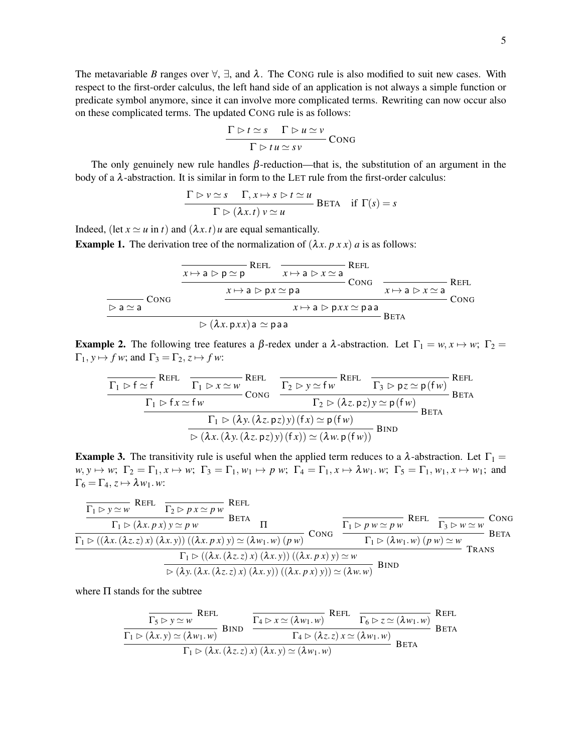The metavariable $B$ ranges over $\forall$, $\exists$, and $\lambda$. The CONG rule is also modified to suit new cases. With respect to the first-order calculus, the left hand side of an application is not always a simple function or predicate symbol anymore, since it can involve more complicated terms. Rewriting can now occur also on these complicated terms. The updated CONG rule is as follows:

$$\frac{\Gamma \rhd t \simeq s \qquad \Gamma \rhd u \simeq v}{\Gamma \rhd t\,u \simeq s\,v}\ \textsc{Cong}$$

The only genuinely new rule handles $\beta$-reduction—that is, the substitution of an argument in the body of a $\lambda$-abstraction. It is similar in form to the LET rule from the first-order calculus:

$$\frac{\Gamma \rhd v \simeq s \qquad \Gamma, x \mapsto s \rhd t \simeq u}{\Gamma \rhd (\lambda x.\, t)\ v \simeq u}\ \textsc{Beta} \quad \text{if } \Gamma(s) = s$$

Indeed, (let $x \simeq u$ in $t$) and $(\lambda x.\, t)\, u$ are equal semantically.

**Example 1.** The derivation tree of the normalization of $(\lambda x.\, p\, x\, x)\ a$ is as follows:

$$\dfrac{\dfrac{}{\rhd \mathsf{a} \simeq \mathsf{a}}\ \textsc{Cong} \qquad \dfrac{\dfrac{\dfrac{}{x \mapsto \mathsf{a} \rhd \mathsf{p} \simeq \mathsf{p}}\ \textsc{Refl} \quad \dfrac{}{x \mapsto \mathsf{a} \rhd x \simeq \mathsf{a}}\ \textsc{Refl}}{x \mapsto \mathsf{a} \rhd \mathsf{p}x \simeq \mathsf{p}\,\mathsf{a}}\ \textsc{Cong} \qquad \dfrac{}{x \mapsto \mathsf{a} \rhd x \simeq \mathsf{a}}\ \textsc{Refl}}{x \mapsto \mathsf{a} \rhd \mathsf{p}xx \simeq \mathsf{p}\,\mathsf{a}\,\mathsf{a}}\ \textsc{Cong}}{\rhd (\lambda x.\, \mathsf{p}xx)\,\mathsf{a} \simeq \mathsf{p}\,\mathsf{a}\,\mathsf{a}}\ \textsc{Beta}$$

**Example 2.** The following tree features a $\beta$-redex under a $\lambda$-abstraction. Let $\Gamma_1 = w, x \mapsto w$; $\Gamma_2 = \Gamma_1, y \mapsto f\,w$; and $\Gamma_3 = \Gamma_2, z \mapsto f\,w$:

$$\dfrac{\dfrac{\dfrac{\dfrac{}{\Gamma_1 \rhd \mathsf{f} \simeq \mathsf{f}}\ \textsc{Refl} \quad \dfrac{}{\Gamma_1 \rhd x \simeq w}\ \textsc{Refl}}{\Gamma_1 \rhd \mathsf{f}\,x \simeq \mathsf{f}\,w}\ \textsc{Cong} \qquad \dfrac{\dfrac{}{\Gamma_2 \rhd y \simeq \mathsf{f}\,w}\ \textsc{Refl} \quad \dfrac{}{\Gamma_3 \rhd \mathsf{p}z \simeq \mathsf{p}\,(\mathsf{f}\,w)}\ \textsc{Refl}}{\Gamma_2 \rhd (\lambda z.\, \mathsf{p}z)\,y \simeq \mathsf{p}\,(\mathsf{f}\,w)}\ \textsc{Beta}}{\Gamma_1 \rhd (\lambda y.\, (\lambda z.\, \mathsf{p}z)\,y)\,(\mathsf{f}\,x) \simeq \mathsf{p}\,(\mathsf{f}\,w)}\ \textsc{Beta}}{\rhd (\lambda x.\, (\lambda y.\, (\lambda z.\, \mathsf{p}z)\,y)\,(\mathsf{f}\,x)) \simeq (\lambda w.\, \mathsf{p}\,(\mathsf{f}\,w))}\ \textsc{Bind}$$

**Example 3.** The transitivity rule is useful when the applied term reduces to a $\lambda$-abstraction. Let $\Gamma_1 = w, y \mapsto w$; $\Gamma_2 = \Gamma_1, x \mapsto w$; $\Gamma_3 = \Gamma_1, w_1 \mapsto p\,w$; $\Gamma_4 = \Gamma_1, x \mapsto \lambda w_1.\, w$; $\Gamma_5 = \Gamma_1, w_1, x \mapsto w_1$; and $\Gamma_6 = \Gamma_4, z \mapsto \lambda w_1.\, w$:

$$\dfrac{\dfrac{\dfrac{\dfrac{}{\Gamma_1 \rhd y \simeq w}\ \textsc{Refl} \quad \dfrac{}{\Gamma_2 \rhd p\,x \simeq p\,w}\ \textsc{Refl}}{\Gamma_1 \rhd (\lambda x.\, p\,x)\,y \simeq p\,w}\ \textsc{Beta} \qquad \Pi}{\Gamma_1 \rhd ((\lambda x.\, (\lambda z.\, z)\,x)\,(\lambda x.\, y))\,((\lambda x.\, p\,x)\,y) \simeq (\lambda w_1.\, w)\,(p\,w)}\ \textsc{Cong} \qquad \dfrac{\dfrac{}{\Gamma_1 \rhd p\,w \simeq p\,w}\ \textsc{Refl} \quad \dfrac{}{\Gamma_3 \rhd w \simeq w}\ \textsc{Cong}}{\Gamma_1 \rhd (\lambda w_1.\, w)\,(p\,w) \simeq w}\ \textsc{Beta}}{\dfrac{\Gamma_1 \rhd ((\lambda x.\, (\lambda z.\, z)\,x)\,(\lambda x.\, y))\,((\lambda x.\, p\,x)\,y) \simeq w}{\rhd (\lambda y.\, (\lambda x.\, (\lambda z.\, z)\,x)\,(\lambda x.\, y))\,((\lambda x.\, p\,x)\,y)) \simeq (\lambda w.\, w)}\ \textsc{Bind}}\ \textsc{Trans}$$

where $\Pi$ stands for the subtree

$$\dfrac{\dfrac{\dfrac{}{\Gamma_5 \rhd y \simeq w}\ \textsc{Refl}}{\Gamma_1 \rhd (\lambda x.\, y) \simeq (\lambda w_1.\, w)}\ \textsc{Bind} \qquad \dfrac{\dfrac{}{\Gamma_4 \rhd x \simeq (\lambda w_1.\, w)}\ \textsc{Refl} \quad \dfrac{}{\Gamma_6 \rhd z \simeq (\lambda w_1.\, w)}\ \textsc{Refl}}{\Gamma_4 \rhd (\lambda z.\, z)\,x \simeq (\lambda w_1.\, w)}\ \textsc{Beta}}{\Gamma_1 \rhd (\lambda x.\, (\lambda z.\, z)\,x)\,(\lambda x.\, y) \simeq (\lambda w_1.\, w)}\ \textsc{Beta}$$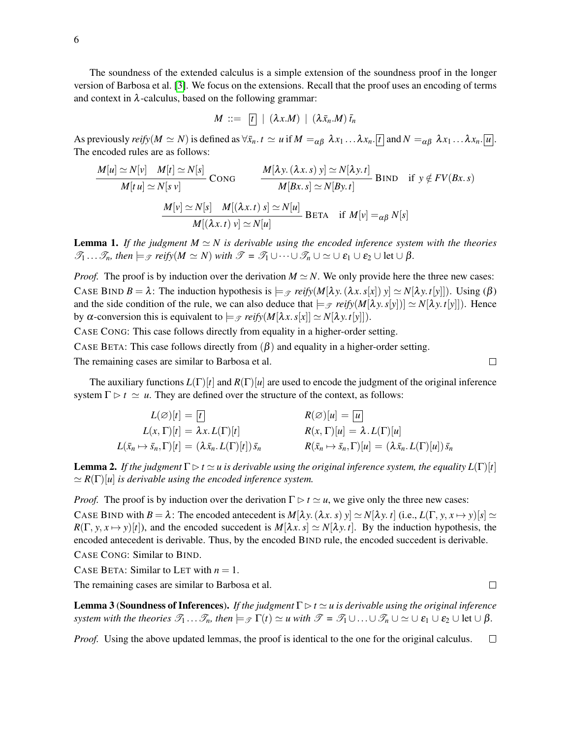The soundness of the extended calculus is a simple extension of the soundness proof in the longer version of Barbosa et al. [3]. We focus on the extensions. Recall that the proof uses an encoding of terms and context in $\lambda$-calculus, based on the following grammar:

$$M ::= \boxed{t} \mid (\lambda x.M) \mid (\lambda \bar{x}_n.M)\,\bar{t}_n$$

As previously *reify*$(M \simeq N)$ is defined as $\forall \bar{x}_n.\, t \simeq u$ if $M =_{\alpha\beta} \lambda x_1 \ldots \lambda x_n.\boxed{t}$ and $N =_{\alpha\beta} \lambda x_1 \ldots \lambda x_n.\boxed{u}$. The encoded rules are as follows:

$$\frac{M[u] \simeq N[v] \quad M[t] \simeq N[s]}{M[t\,u] \simeq N[s\,v]}\ \textsc{Cong} \qquad \frac{M[\lambda y.\,(\lambda x.\,s)\;y] \simeq N[\lambda y.\,t]}{M[Bx.\,s] \simeq N[By.\,t]}\ \textsc{Bind} \quad \text{if } y \notin FV(Bx.\,s)$$

$$\frac{M[v] \simeq N[s] \quad M[(\lambda x.\,t)\;s] \simeq N[u]}{M[(\lambda x.\,t)\;v] \simeq N[u]}\ \textsc{Beta} \quad \text{if } M[v] =_{\alpha\beta} N[s]$$

**Lemma 1.** *If the judgment $M \simeq N$ is derivable using the encoded inference system with the theories $\mathscr{T}_1 \ldots \mathscr{T}_n$, then $\models_{\mathscr{T}}$ reify$(M \simeq N)$ with $\mathscr{T} = \mathscr{T}_1 \cup \cdots \cup \mathscr{T}_n \cup \simeq \cup\, \varepsilon_1 \cup \varepsilon_2 \cup \text{let} \cup \beta$.*

*Proof.* The proof is by induction over the derivation $M \simeq N$. We only provide here the three new cases:

Case Bind $B = \lambda$: The induction hypothesis is $\models_{\mathscr{T}}$ *reify*$(M[\lambda y.\,(\lambda x.\,s[x])\;y] \simeq N[\lambda y.\,t[y]])$. Using $(\beta)$ and the side condition of the rule, we can also deduce that $\models_{\mathscr{T}}$ *reify*$(M[\lambda y.\,s[y])] \simeq N[\lambda y.\,t[y]])$. Hence by $\alpha$-conversion this is equivalent to $\models_{\mathscr{T}}$ *reify*$(M[\lambda x.\,s[x]] \simeq N[\lambda y.\,t[y]])$.

Case Cong: This case follows directly from equality in a higher-order setting.

Case Beta: This case follows directly from $(\beta)$ and equality in a higher-order setting.

The remaining cases are similar to Barbosa et al. $\square$

The auxiliary functions $L(\Gamma)[t]$ and $R(\Gamma)[u]$ are used to encode the judgment of the original inference system $\Gamma \rhd t \simeq u$. They are defined over the structure of the context, as follows:

$$\begin{aligned} L(\varnothing)[t] &= \boxed{t} & R(\varnothing)[u] &= \boxed{u} \\ L(x,\Gamma)[t] &= \lambda x.\,L(\Gamma)[t] & R(x,\Gamma)[u] &= \lambda.\,L(\Gamma)[u] \\ L(\bar{x}_n \mapsto \bar{s}_n,\Gamma)[t] &= (\lambda \bar{x}_n.\,L(\Gamma)[t])\,\bar{s}_n & R(\bar{x}_n \mapsto \bar{s}_n,\Gamma)[u] &= (\lambda \bar{x}_n.\,L(\Gamma)[u])\,\bar{s}_n \end{aligned}$$

**Lemma 2.** *If the judgment $\Gamma \rhd t \simeq u$ is derivable using the original inference system, the equality $L(\Gamma)[t] \simeq R(\Gamma)[u]$ is derivable using the encoded inference system.*

*Proof.* The proof is by induction over the derivation $\Gamma \rhd t \simeq u$, we give only the three new cases:

Case Bind with $B = \lambda$: The encoded antecedent is $M[\lambda y.\,(\lambda x.\,s)\;y] \simeq N[\lambda y.\,t]$ (i.e., $L(\Gamma, y, x \mapsto y)[s] \simeq R(\Gamma, y, x \mapsto y)[t]$), and the encoded succedent is $M[\lambda x.\,s] \simeq N[\lambda y.\,t]$. By the induction hypothesis, the encoded antecedent is derivable. Thus, by the encoded Bind rule, the encoded succedent is derivable.

Case Cong: Similar to Bind.

Case Beta: Similar to Let with $n = 1$.

The remaining cases are similar to Barbosa et al. $\square$

**Lemma 3 (Soundness of Inferences).** *If the judgment $\Gamma \rhd t \simeq u$ is derivable using the original inference system with the theories $\mathscr{T}_1 \ldots \mathscr{T}_n$, then $\models_{\mathscr{T}} \Gamma(t) \simeq u$ with $\mathscr{T} = \mathscr{T}_1 \cup \ldots \cup \mathscr{T}_n \cup \simeq \cup\, \varepsilon_1 \cup \varepsilon_2 \cup \text{let} \cup \beta$.*

*Proof.* Using the above updated lemmas, the proof is identical to the one for the original calculus. $\square$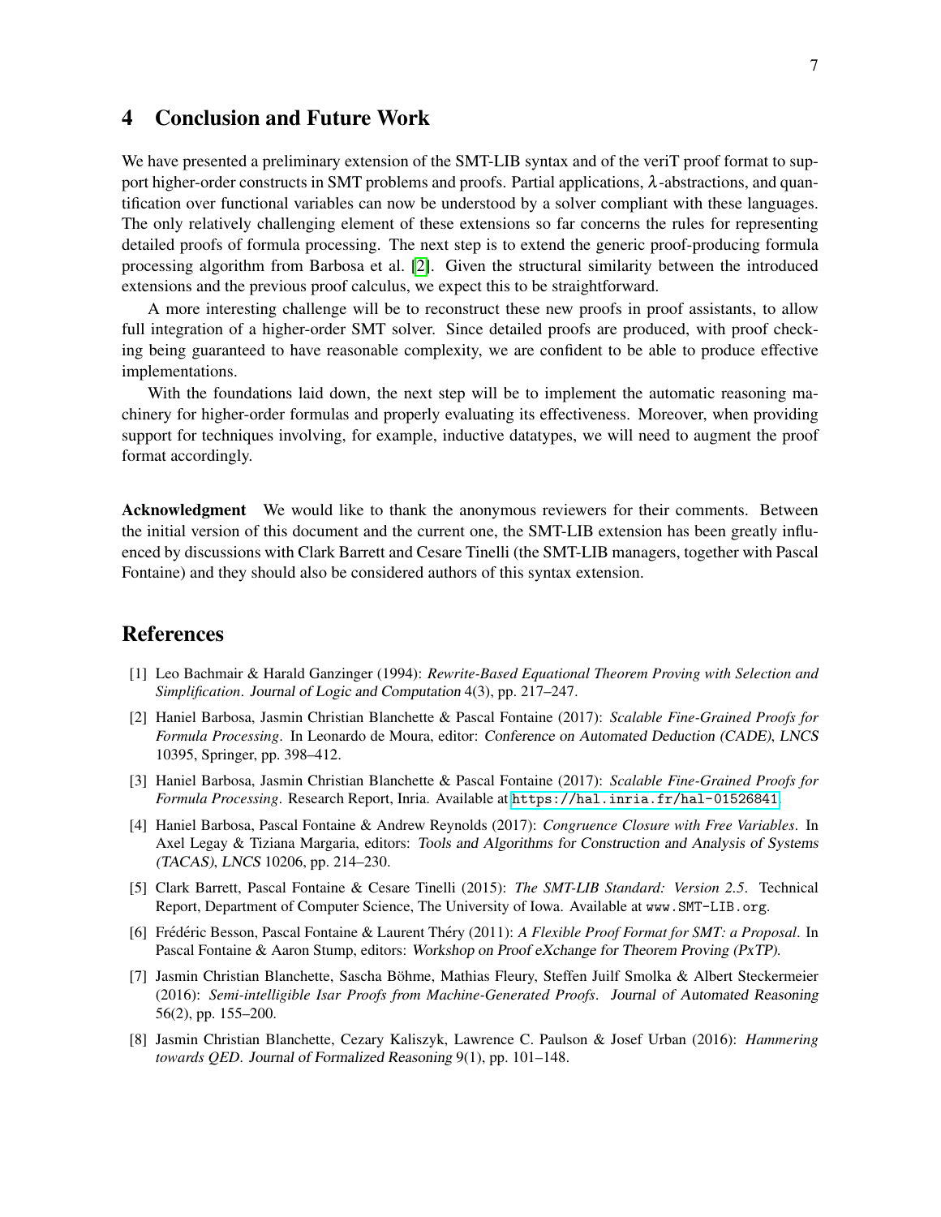## 4 Conclusion and Future Work

We have presented a preliminary extension of the SMT-LIB syntax and of the veriT proof format to support higher-order constructs in SMT problems and proofs. Partial applications, $\lambda$-abstractions, and quantification over functional variables can now be understood by a solver compliant with these languages. The only relatively challenging element of these extensions so far concerns the rules for representing detailed proofs of formula processing. The next step is to extend the generic proof-producing formula processing algorithm from Barbosa et al. [2]. Given the structural similarity between the introduced extensions and the previous proof calculus, we expect this to be straightforward.

A more interesting challenge will be to reconstruct these new proofs in proof assistants, to allow full integration of a higher-order SMT solver. Since detailed proofs are produced, with proof checking being guaranteed to have reasonable complexity, we are confident to be able to produce effective implementations.

With the foundations laid down, the next step will be to implement the automatic reasoning machinery for higher-order formulas and properly evaluating its effectiveness. Moreover, when providing support for techniques involving, for example, inductive datatypes, we will need to augment the proof format accordingly.

**Acknowledgment** We would like to thank the anonymous reviewers for their comments. Between the initial version of this document and the current one, the SMT-LIB extension has been greatly influenced by discussions with Clark Barrett and Cesare Tinelli (the SMT-LIB managers, together with Pascal Fontaine) and they should also be considered authors of this syntax extension.

## References

[1] Leo Bachmair & Harald Ganzinger (1994): *Rewrite-Based Equational Theorem Proving with Selection and Simplification*. Journal of Logic and Computation 4(3), pp. 217–247.

[2] Haniel Barbosa, Jasmin Christian Blanchette & Pascal Fontaine (2017): *Scalable Fine-Grained Proofs for Formula Processing*. In Leonardo de Moura, editor: Conference on Automated Deduction (CADE), LNCS 10395, Springer, pp. 398–412.

[3] Haniel Barbosa, Jasmin Christian Blanchette & Pascal Fontaine (2017): *Scalable Fine-Grained Proofs for Formula Processing*. Research Report, Inria. Available at https://hal.inria.fr/hal-01526841.

[4] Haniel Barbosa, Pascal Fontaine & Andrew Reynolds (2017): *Congruence Closure with Free Variables*. In Axel Legay & Tiziana Margaria, editors: Tools and Algorithms for Construction and Analysis of Systems (TACAS), LNCS 10206, pp. 214–230.

[5] Clark Barrett, Pascal Fontaine & Cesare Tinelli (2015): *The SMT-LIB Standard: Version 2.5*. Technical Report, Department of Computer Science, The University of Iowa. Available at www.SMT-LIB.org.

[6] Frédéric Besson, Pascal Fontaine & Laurent Théry (2011): *A Flexible Proof Format for SMT: a Proposal*. In Pascal Fontaine & Aaron Stump, editors: Workshop on Proof eXchange for Theorem Proving (PxTP).

[7] Jasmin Christian Blanchette, Sascha Böhme, Mathias Fleury, Steffen Juilf Smolka & Albert Steckermeier (2016): *Semi-intelligible Isar Proofs from Machine-Generated Proofs*. Journal of Automated Reasoning 56(2), pp. 155–200.

[8] Jasmin Christian Blanchette, Cezary Kaliszyk, Lawrence C. Paulson & Josef Urban (2016): *Hammering towards QED*. Journal of Formalized Reasoning 9(1), pp. 101–148.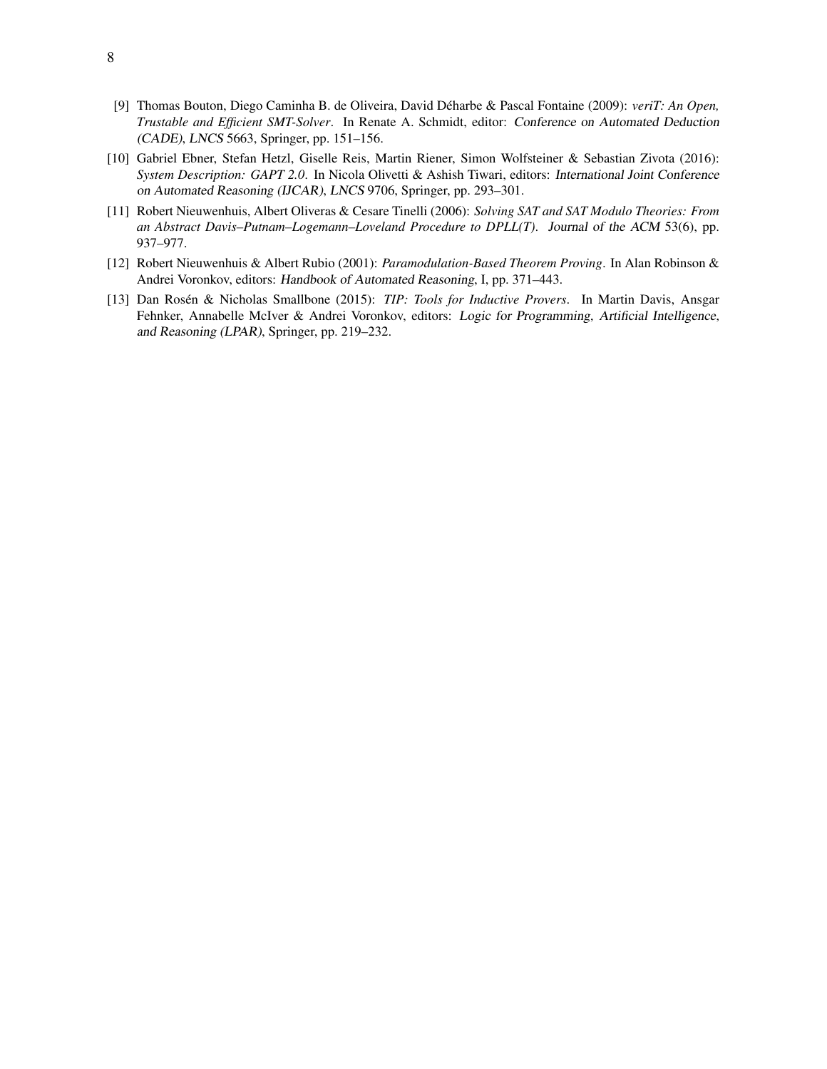[9] Thomas Bouton, Diego Caminha B. de Oliveira, David Déharbe & Pascal Fontaine (2009): *veriT: An Open, Trustable and Efficient SMT-Solver*. In Renate A. Schmidt, editor: Conference on Automated Deduction (CADE), LNCS 5663, Springer, pp. 151–156.

[10] Gabriel Ebner, Stefan Hetzl, Giselle Reis, Martin Riener, Simon Wolfsteiner & Sebastian Zivota (2016): *System Description: GAPT 2.0*. In Nicola Olivetti & Ashish Tiwari, editors: International Joint Conference on Automated Reasoning (IJCAR), LNCS 9706, Springer, pp. 293–301.

[11] Robert Nieuwenhuis, Albert Oliveras & Cesare Tinelli (2006): *Solving SAT and SAT Modulo Theories: From an Abstract Davis–Putnam–Logemann–Loveland Procedure to DPLL(T)*. Journal of the ACM 53(6), pp. 937–977.

[12] Robert Nieuwenhuis & Albert Rubio (2001): *Paramodulation-Based Theorem Proving*. In Alan Robinson & Andrei Voronkov, editors: Handbook of Automated Reasoning, I, pp. 371–443.

[13] Dan Rosén & Nicholas Smallbone (2015): *TIP: Tools for Inductive Provers*. In Martin Davis, Ansgar Fehnker, Annabelle McIver & Andrei Voronkov, editors: Logic for Programming, Artificial Intelligence, and Reasoning (LPAR), Springer, pp. 219–232.